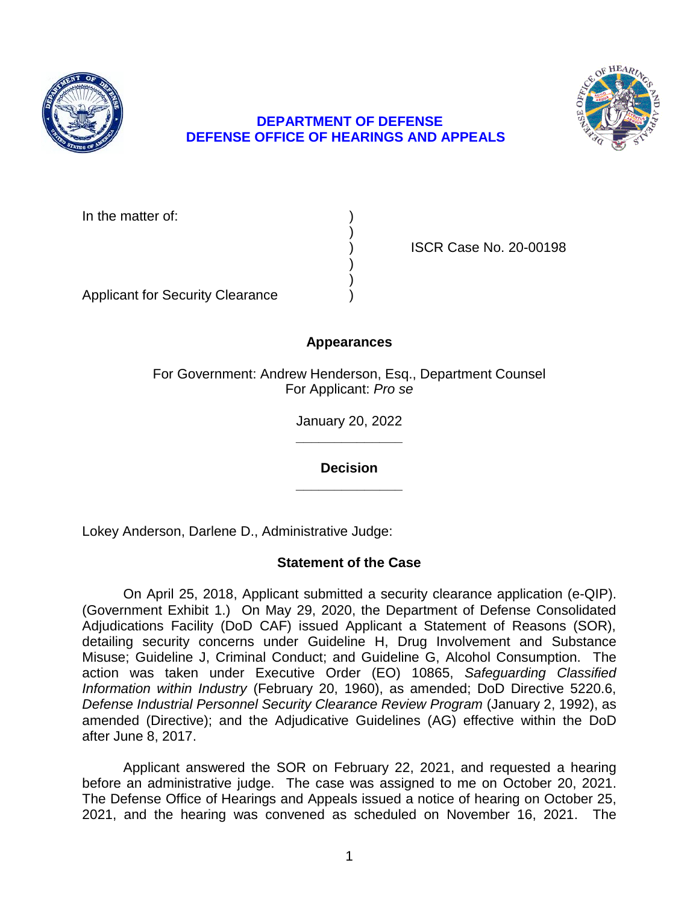**DEPARTMENT OF DEFENSE**
**DEFENSE OFFICE OF HEARINGS AND APPEALS**

In the matter of: )
)
) ISCR Case No. 20-00198
)
)
Applicant for Security Clearance )

**Appearances**

For Government: Andrew Henderson, Esq., Department Counsel
For Applicant: *Pro se*

January 20, 2022

______________

**Decision**

______________

Lokey Anderson, Darlene D., Administrative Judge:

**Statement of the Case**

On April 25, 2018, Applicant submitted a security clearance application (e-QIP). (Government Exhibit 1.) On May 29, 2020, the Department of Defense Consolidated Adjudications Facility (DoD CAF) issued Applicant a Statement of Reasons (SOR), detailing security concerns under Guideline H, Drug Involvement and Substance Misuse; Guideline J, Criminal Conduct; and Guideline G, Alcohol Consumption. The action was taken under Executive Order (EO) 10865, *Safeguarding Classified Information within Industry* (February 20, 1960), as amended; DoD Directive 5220.6, *Defense Industrial Personnel Security Clearance Review Program* (January 2, 1992), as amended (Directive); and the Adjudicative Guidelines (AG) effective within the DoD after June 8, 2017.

Applicant answered the SOR on February 22, 2021, and requested a hearing before an administrative judge. The case was assigned to me on October 20, 2021. The Defense Office of Hearings and Appeals issued a notice of hearing on October 25, 2021, and the hearing was convened as scheduled on November 16, 2021. The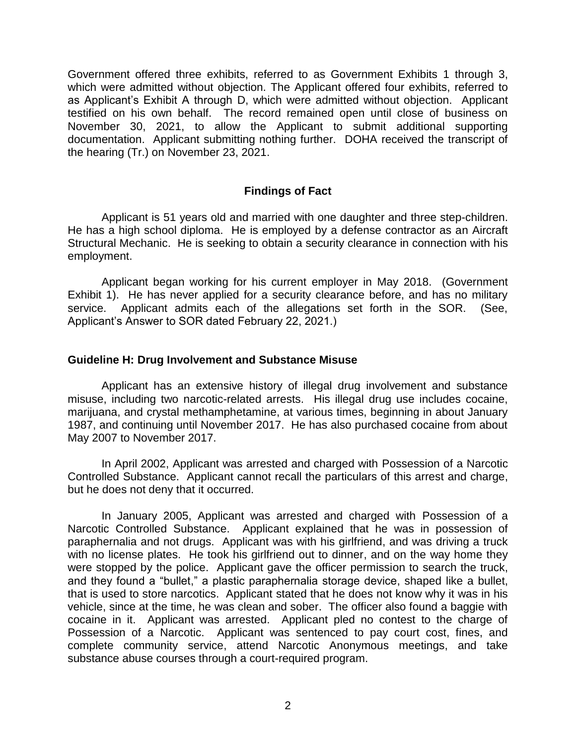Government offered three exhibits, referred to as Government Exhibits 1 through 3, which were admitted without objection. The Applicant offered four exhibits, referred to as Applicant's Exhibit A through D, which were admitted without objection. Applicant testified on his own behalf. The record remained open until close of business on November 30, 2021, to allow the Applicant to submit additional supporting documentation. Applicant submitting nothing further. DOHA received the transcript of the hearing (Tr.) on November 23, 2021.

## Findings of Fact

Applicant is 51 years old and married with one daughter and three step-children. He has a high school diploma. He is employed by a defense contractor as an Aircraft Structural Mechanic. He is seeking to obtain a security clearance in connection with his employment.

Applicant began working for his current employer in May 2018. (Government Exhibit 1). He has never applied for a security clearance before, and has no military service. Applicant admits each of the allegations set forth in the SOR. (See, Applicant's Answer to SOR dated February 22, 2021.)

### Guideline H: Drug Involvement and Substance Misuse

Applicant has an extensive history of illegal drug involvement and substance misuse, including two narcotic-related arrests. His illegal drug use includes cocaine, marijuana, and crystal methamphetamine, at various times, beginning in about January 1987, and continuing until November 2017. He has also purchased cocaine from about May 2007 to November 2017.

In April 2002, Applicant was arrested and charged with Possession of a Narcotic Controlled Substance. Applicant cannot recall the particulars of this arrest and charge, but he does not deny that it occurred.

In January 2005, Applicant was arrested and charged with Possession of a Narcotic Controlled Substance. Applicant explained that he was in possession of paraphernalia and not drugs. Applicant was with his girlfriend, and was driving a truck with no license plates. He took his girlfriend out to dinner, and on the way home they were stopped by the police. Applicant gave the officer permission to search the truck, and they found a "bullet," a plastic paraphernalia storage device, shaped like a bullet, that is used to store narcotics. Applicant stated that he does not know why it was in his vehicle, since at the time, he was clean and sober. The officer also found a baggie with cocaine in it. Applicant was arrested. Applicant pled no contest to the charge of Possession of a Narcotic. Applicant was sentenced to pay court cost, fines, and complete community service, attend Narcotic Anonymous meetings, and take substance abuse courses through a court-required program.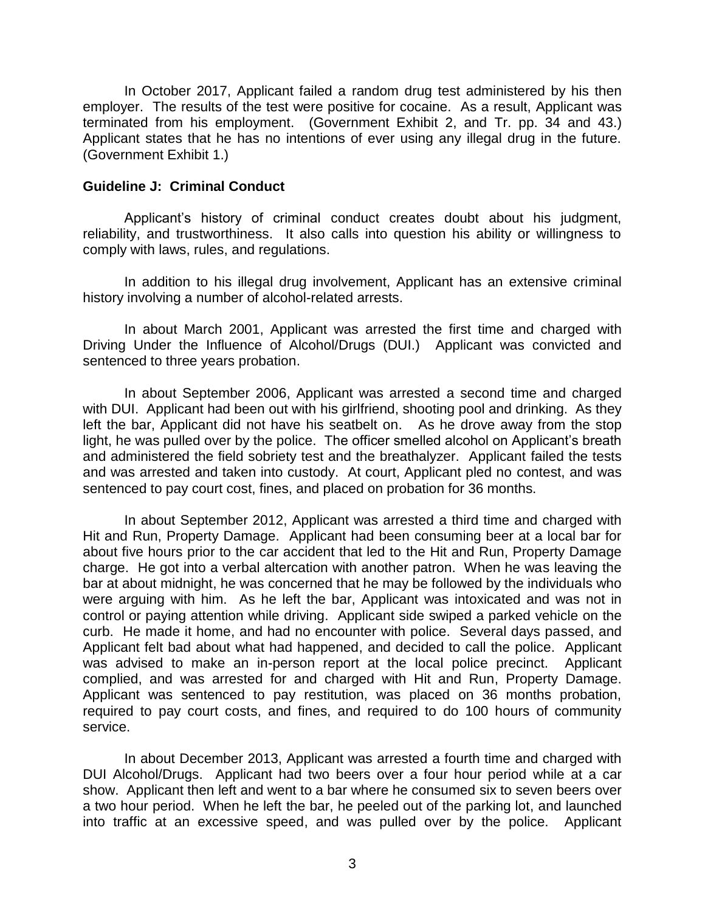In October 2017, Applicant failed a random drug test administered by his then employer. The results of the test were positive for cocaine. As a result, Applicant was terminated from his employment. (Government Exhibit 2, and Tr. pp. 34 and 43.) Applicant states that he has no intentions of ever using any illegal drug in the future. (Government Exhibit 1.)

**Guideline J: Criminal Conduct**

Applicant's history of criminal conduct creates doubt about his judgment, reliability, and trustworthiness. It also calls into question his ability or willingness to comply with laws, rules, and regulations.

In addition to his illegal drug involvement, Applicant has an extensive criminal history involving a number of alcohol-related arrests.

In about March 2001, Applicant was arrested the first time and charged with Driving Under the Influence of Alcohol/Drugs (DUI.) Applicant was convicted and sentenced to three years probation.

In about September 2006, Applicant was arrested a second time and charged with DUI. Applicant had been out with his girlfriend, shooting pool and drinking. As they left the bar, Applicant did not have his seatbelt on. As he drove away from the stop light, he was pulled over by the police. The officer smelled alcohol on Applicant's breath and administered the field sobriety test and the breathalyzer. Applicant failed the tests and was arrested and taken into custody. At court, Applicant pled no contest, and was sentenced to pay court cost, fines, and placed on probation for 36 months.

In about September 2012, Applicant was arrested a third time and charged with Hit and Run, Property Damage. Applicant had been consuming beer at a local bar for about five hours prior to the car accident that led to the Hit and Run, Property Damage charge. He got into a verbal altercation with another patron. When he was leaving the bar at about midnight, he was concerned that he may be followed by the individuals who were arguing with him. As he left the bar, Applicant was intoxicated and was not in control or paying attention while driving. Applicant side swiped a parked vehicle on the curb. He made it home, and had no encounter with police. Several days passed, and Applicant felt bad about what had happened, and decided to call the police. Applicant was advised to make an in-person report at the local police precinct. Applicant complied, and was arrested for and charged with Hit and Run, Property Damage. Applicant was sentenced to pay restitution, was placed on 36 months probation, required to pay court costs, and fines, and required to do 100 hours of community service.

In about December 2013, Applicant was arrested a fourth time and charged with DUI Alcohol/Drugs. Applicant had two beers over a four hour period while at a car show. Applicant then left and went to a bar where he consumed six to seven beers over a two hour period. When he left the bar, he peeled out of the parking lot, and launched into traffic at an excessive speed, and was pulled over by the police. Applicant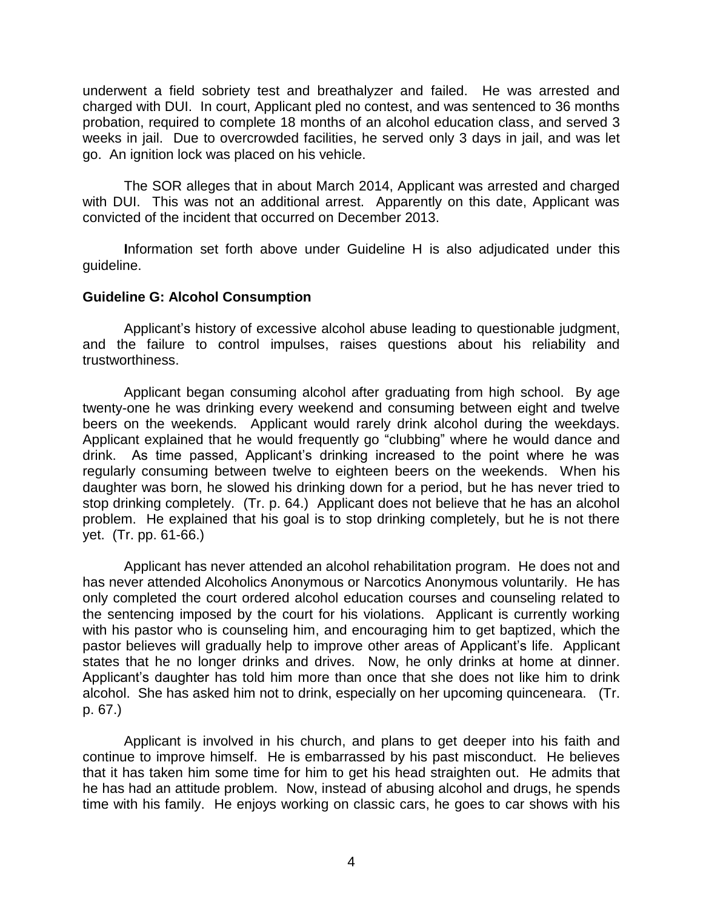underwent a field sobriety test and breathalyzer and failed. He was arrested and charged with DUI. In court, Applicant pled no contest, and was sentenced to 36 months probation, required to complete 18 months of an alcohol education class, and served 3 weeks in jail. Due to overcrowded facilities, he served only 3 days in jail, and was let go. An ignition lock was placed on his vehicle.

The SOR alleges that in about March 2014, Applicant was arrested and charged with DUI. This was not an additional arrest. Apparently on this date, Applicant was convicted of the incident that occurred on December 2013.

**I**nformation set forth above under Guideline H is also adjudicated under this guideline.

**Guideline G: Alcohol Consumption**

Applicant's history of excessive alcohol abuse leading to questionable judgment, and the failure to control impulses, raises questions about his reliability and trustworthiness.

Applicant began consuming alcohol after graduating from high school. By age twenty-one he was drinking every weekend and consuming between eight and twelve beers on the weekends. Applicant would rarely drink alcohol during the weekdays. Applicant explained that he would frequently go "clubbing" where he would dance and drink. As time passed, Applicant's drinking increased to the point where he was regularly consuming between twelve to eighteen beers on the weekends. When his daughter was born, he slowed his drinking down for a period, but he has never tried to stop drinking completely. (Tr. p. 64.) Applicant does not believe that he has an alcohol problem. He explained that his goal is to stop drinking completely, but he is not there yet. (Tr. pp. 61-66.)

Applicant has never attended an alcohol rehabilitation program. He does not and has never attended Alcoholics Anonymous or Narcotics Anonymous voluntarily. He has only completed the court ordered alcohol education courses and counseling related to the sentencing imposed by the court for his violations. Applicant is currently working with his pastor who is counseling him, and encouraging him to get baptized, which the pastor believes will gradually help to improve other areas of Applicant's life. Applicant states that he no longer drinks and drives. Now, he only drinks at home at dinner. Applicant's daughter has told him more than once that she does not like him to drink alcohol. She has asked him not to drink, especially on her upcoming quinceneara. (Tr. p. 67.)

Applicant is involved in his church, and plans to get deeper into his faith and continue to improve himself. He is embarrassed by his past misconduct. He believes that it has taken him some time for him to get his head straighten out. He admits that he has had an attitude problem. Now, instead of abusing alcohol and drugs, he spends time with his family. He enjoys working on classic cars, he goes to car shows with his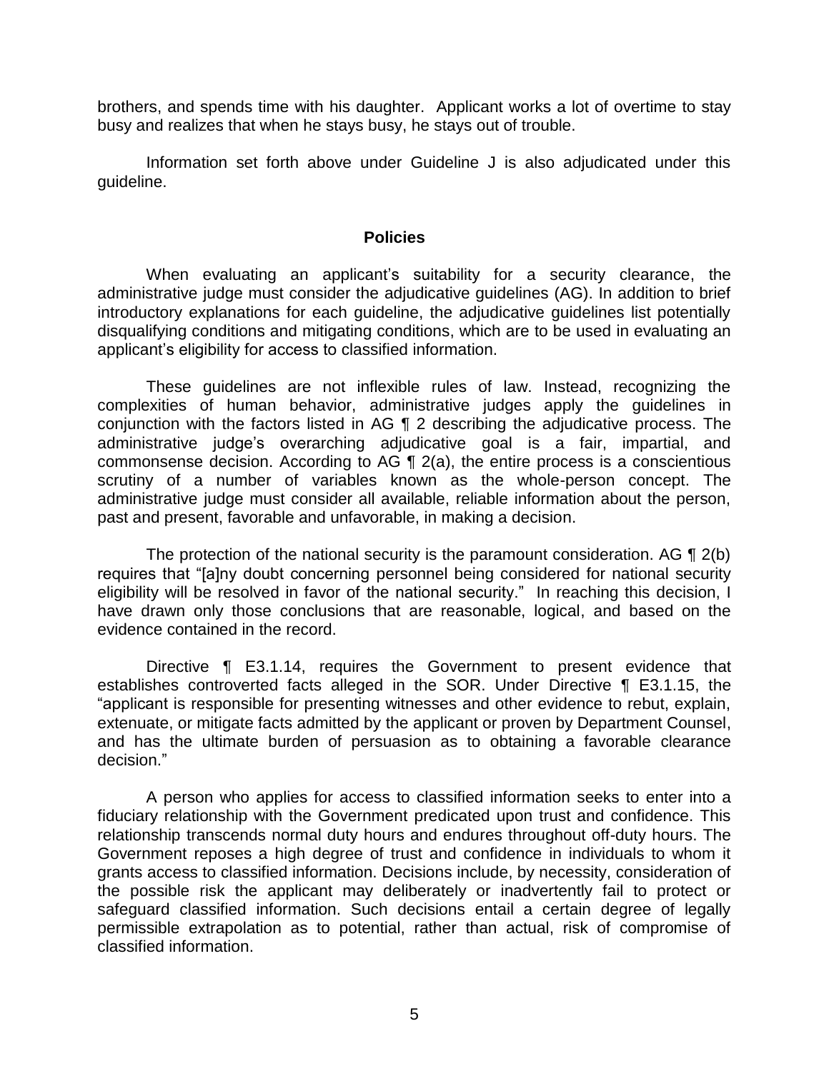brothers, and spends time with his daughter. Applicant works a lot of overtime to stay busy and realizes that when he stays busy, he stays out of trouble.

Information set forth above under Guideline J is also adjudicated under this guideline.

## Policies

When evaluating an applicant's suitability for a security clearance, the administrative judge must consider the adjudicative guidelines (AG). In addition to brief introductory explanations for each guideline, the adjudicative guidelines list potentially disqualifying conditions and mitigating conditions, which are to be used in evaluating an applicant's eligibility for access to classified information.

These guidelines are not inflexible rules of law. Instead, recognizing the complexities of human behavior, administrative judges apply the guidelines in conjunction with the factors listed in AG ¶ 2 describing the adjudicative process. The administrative judge's overarching adjudicative goal is a fair, impartial, and commonsense decision. According to AG ¶ 2(a), the entire process is a conscientious scrutiny of a number of variables known as the whole-person concept. The administrative judge must consider all available, reliable information about the person, past and present, favorable and unfavorable, in making a decision.

The protection of the national security is the paramount consideration. AG ¶ 2(b) requires that "[a]ny doubt concerning personnel being considered for national security eligibility will be resolved in favor of the national security." In reaching this decision, I have drawn only those conclusions that are reasonable, logical, and based on the evidence contained in the record.

Directive ¶ E3.1.14, requires the Government to present evidence that establishes controverted facts alleged in the SOR. Under Directive ¶ E3.1.15, the "applicant is responsible for presenting witnesses and other evidence to rebut, explain, extenuate, or mitigate facts admitted by the applicant or proven by Department Counsel, and has the ultimate burden of persuasion as to obtaining a favorable clearance decision."

A person who applies for access to classified information seeks to enter into a fiduciary relationship with the Government predicated upon trust and confidence. This relationship transcends normal duty hours and endures throughout off-duty hours. The Government reposes a high degree of trust and confidence in individuals to whom it grants access to classified information. Decisions include, by necessity, consideration of the possible risk the applicant may deliberately or inadvertently fail to protect or safeguard classified information. Such decisions entail a certain degree of legally permissible extrapolation as to potential, rather than actual, risk of compromise of classified information.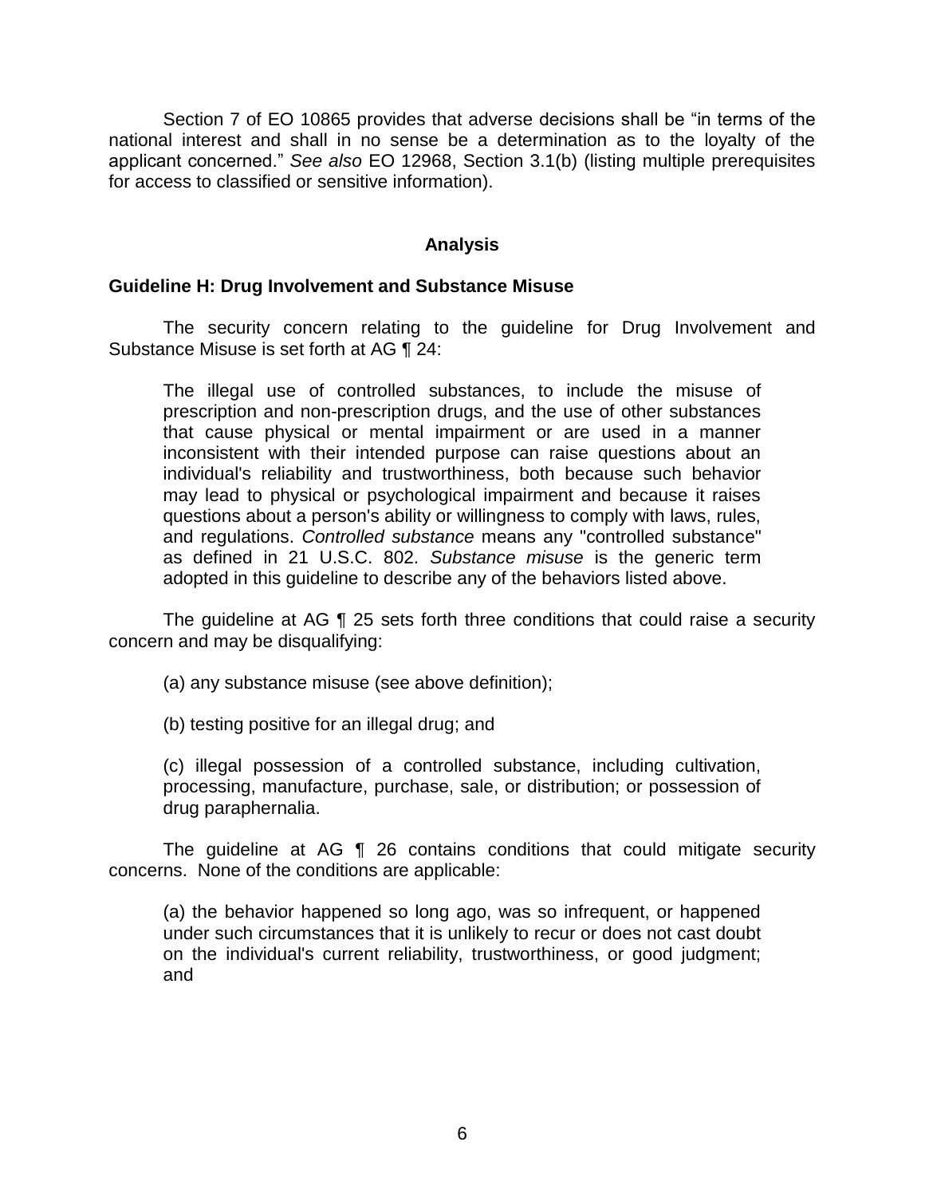Section 7 of EO 10865 provides that adverse decisions shall be "in terms of the national interest and shall in no sense be a determination as to the loyalty of the applicant concerned." *See also* EO 12968, Section 3.1(b) (listing multiple prerequisites for access to classified or sensitive information).

## Analysis

### Guideline H: Drug Involvement and Substance Misuse

The security concern relating to the guideline for Drug Involvement and Substance Misuse is set forth at AG ¶ 24:

> The illegal use of controlled substances, to include the misuse of prescription and non-prescription drugs, and the use of other substances that cause physical or mental impairment or are used in a manner inconsistent with their intended purpose can raise questions about an individual's reliability and trustworthiness, both because such behavior may lead to physical or psychological impairment and because it raises questions about a person's ability or willingness to comply with laws, rules, and regulations. *Controlled substance* means any "controlled substance" as defined in 21 U.S.C. 802. *Substance misuse* is the generic term adopted in this guideline to describe any of the behaviors listed above.

The guideline at AG ¶ 25 sets forth three conditions that could raise a security concern and may be disqualifying:

> (a) any substance misuse (see above definition);
>
> (b) testing positive for an illegal drug; and
>
> (c) illegal possession of a controlled substance, including cultivation, processing, manufacture, purchase, sale, or distribution; or possession of drug paraphernalia.

The guideline at AG ¶ 26 contains conditions that could mitigate security concerns. None of the conditions are applicable:

> (a) the behavior happened so long ago, was so infrequent, or happened under such circumstances that it is unlikely to recur or does not cast doubt on the individual's current reliability, trustworthiness, or good judgment; and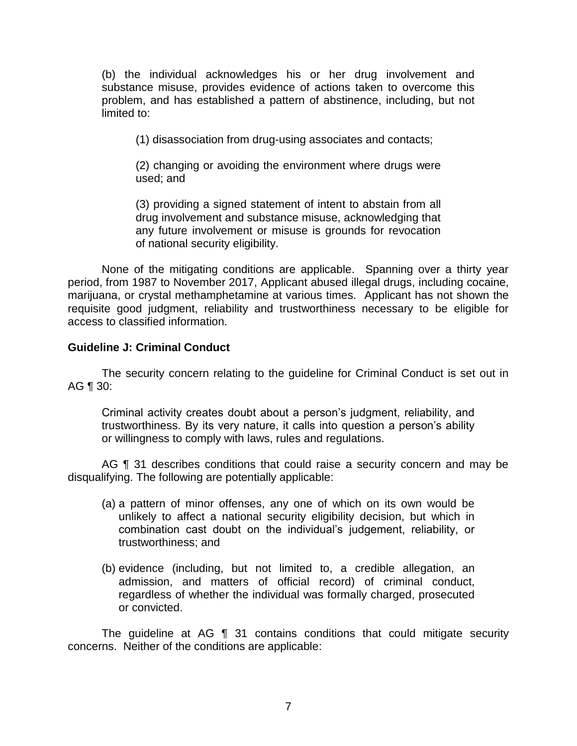(b) the individual acknowledges his or her drug involvement and substance misuse, provides evidence of actions taken to overcome this problem, and has established a pattern of abstinence, including, but not limited to:

(1) disassociation from drug-using associates and contacts;

(2) changing or avoiding the environment where drugs were used; and

(3) providing a signed statement of intent to abstain from all drug involvement and substance misuse, acknowledging that any future involvement or misuse is grounds for revocation of national security eligibility.

None of the mitigating conditions are applicable. Spanning over a thirty year period, from 1987 to November 2017, Applicant abused illegal drugs, including cocaine, marijuana, or crystal methamphetamine at various times. Applicant has not shown the requisite good judgment, reliability and trustworthiness necessary to be eligible for access to classified information.

**Guideline J: Criminal Conduct**

The security concern relating to the guideline for Criminal Conduct is set out in AG ¶ 30:

Criminal activity creates doubt about a person's judgment, reliability, and trustworthiness. By its very nature, it calls into question a person's ability or willingness to comply with laws, rules and regulations.

AG ¶ 31 describes conditions that could raise a security concern and may be disqualifying. The following are potentially applicable:

(a) a pattern of minor offenses, any one of which on its own would be unlikely to affect a national security eligibility decision, but which in combination cast doubt on the individual's judgement, reliability, or trustworthiness; and

(b) evidence (including, but not limited to, a credible allegation, an admission, and matters of official record) of criminal conduct, regardless of whether the individual was formally charged, prosecuted or convicted.

The guideline at AG ¶ 31 contains conditions that could mitigate security concerns. Neither of the conditions are applicable: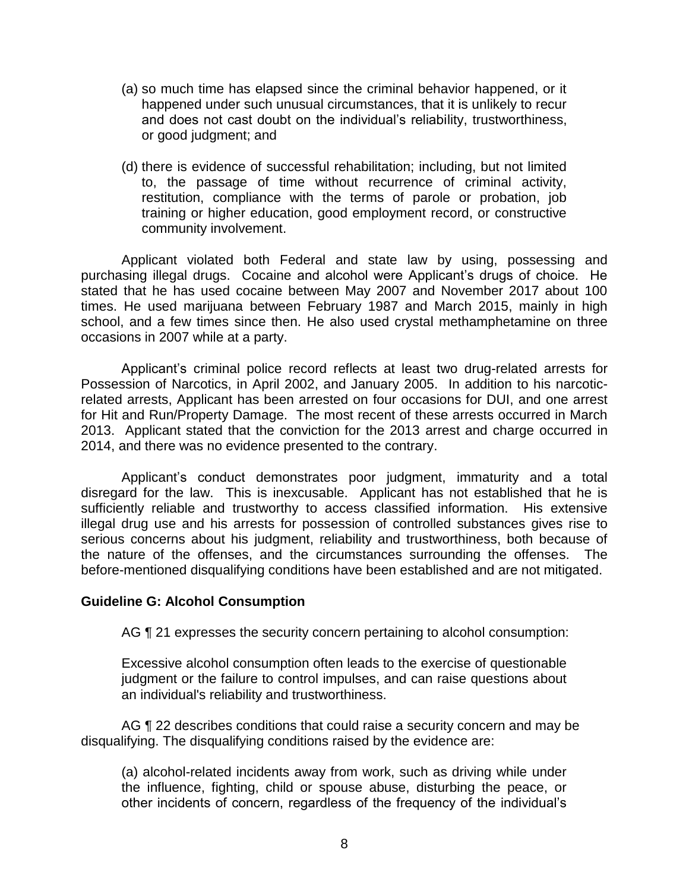(a) so much time has elapsed since the criminal behavior happened, or it happened under such unusual circumstances, that it is unlikely to recur and does not cast doubt on the individual's reliability, trustworthiness, or good judgment; and

(d) there is evidence of successful rehabilitation; including, but not limited to, the passage of time without recurrence of criminal activity, restitution, compliance with the terms of parole or probation, job training or higher education, good employment record, or constructive community involvement.

Applicant violated both Federal and state law by using, possessing and purchasing illegal drugs. Cocaine and alcohol were Applicant's drugs of choice. He stated that he has used cocaine between May 2007 and November 2017 about 100 times. He used marijuana between February 1987 and March 2015, mainly in high school, and a few times since then. He also used crystal methamphetamine on three occasions in 2007 while at a party.

Applicant's criminal police record reflects at least two drug-related arrests for Possession of Narcotics, in April 2002, and January 2005. In addition to his narcotic-related arrests, Applicant has been arrested on four occasions for DUI, and one arrest for Hit and Run/Property Damage. The most recent of these arrests occurred in March 2013. Applicant stated that the conviction for the 2013 arrest and charge occurred in 2014, and there was no evidence presented to the contrary.

Applicant's conduct demonstrates poor judgment, immaturity and a total disregard for the law. This is inexcusable. Applicant has not established that he is sufficiently reliable and trustworthy to access classified information. His extensive illegal drug use and his arrests for possession of controlled substances gives rise to serious concerns about his judgment, reliability and trustworthiness, both because of the nature of the offenses, and the circumstances surrounding the offenses. The before-mentioned disqualifying conditions have been established and are not mitigated.

**Guideline G: Alcohol Consumption**

AG ¶ 21 expresses the security concern pertaining to alcohol consumption:

Excessive alcohol consumption often leads to the exercise of questionable judgment or the failure to control impulses, and can raise questions about an individual's reliability and trustworthiness.

AG ¶ 22 describes conditions that could raise a security concern and may be disqualifying. The disqualifying conditions raised by the evidence are:

(a) alcohol-related incidents away from work, such as driving while under the influence, fighting, child or spouse abuse, disturbing the peace, or other incidents of concern, regardless of the frequency of the individual's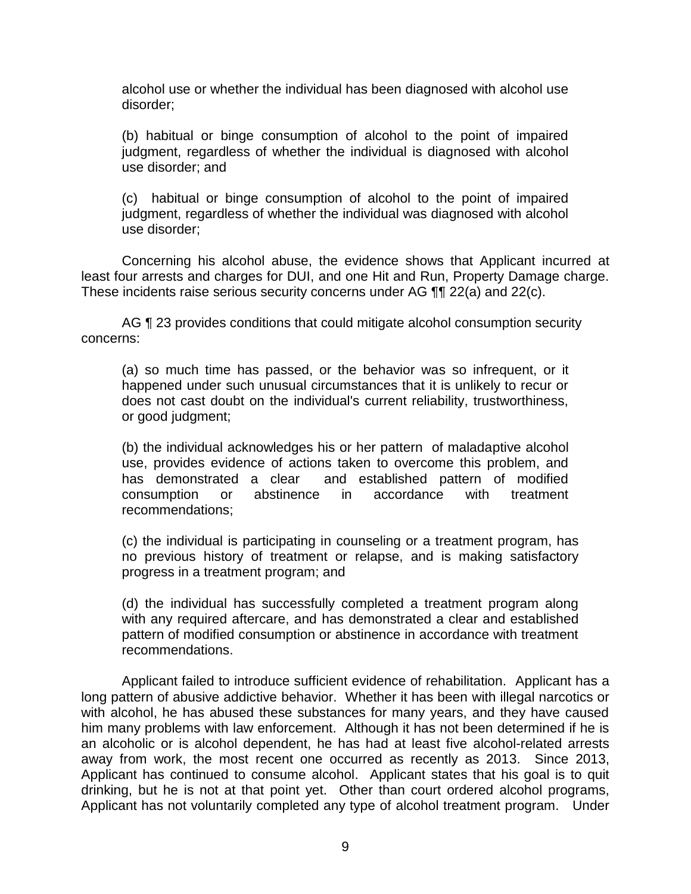alcohol use or whether the individual has been diagnosed with alcohol use disorder;

(b) habitual or binge consumption of alcohol to the point of impaired judgment, regardless of whether the individual is diagnosed with alcohol use disorder; and

(c) habitual or binge consumption of alcohol to the point of impaired judgment, regardless of whether the individual was diagnosed with alcohol use disorder;

Concerning his alcohol abuse, the evidence shows that Applicant incurred at least four arrests and charges for DUI, and one Hit and Run, Property Damage charge. These incidents raise serious security concerns under AG ¶¶ 22(a) and 22(c).

AG ¶ 23 provides conditions that could mitigate alcohol consumption security concerns:

(a) so much time has passed, or the behavior was so infrequent, or it happened under such unusual circumstances that it is unlikely to recur or does not cast doubt on the individual's current reliability, trustworthiness, or good judgment;

(b) the individual acknowledges his or her pattern of maladaptive alcohol use, provides evidence of actions taken to overcome this problem, and has demonstrated a clear and established pattern of modified consumption or abstinence in accordance with treatment recommendations;

(c) the individual is participating in counseling or a treatment program, has no previous history of treatment or relapse, and is making satisfactory progress in a treatment program; and

(d) the individual has successfully completed a treatment program along with any required aftercare, and has demonstrated a clear and established pattern of modified consumption or abstinence in accordance with treatment recommendations.

Applicant failed to introduce sufficient evidence of rehabilitation. Applicant has a long pattern of abusive addictive behavior. Whether it has been with illegal narcotics or with alcohol, he has abused these substances for many years, and they have caused him many problems with law enforcement. Although it has not been determined if he is an alcoholic or is alcohol dependent, he has had at least five alcohol-related arrests away from work, the most recent one occurred as recently as 2013. Since 2013, Applicant has continued to consume alcohol. Applicant states that his goal is to quit drinking, but he is not at that point yet. Other than court ordered alcohol programs, Applicant has not voluntarily completed any type of alcohol treatment program. Under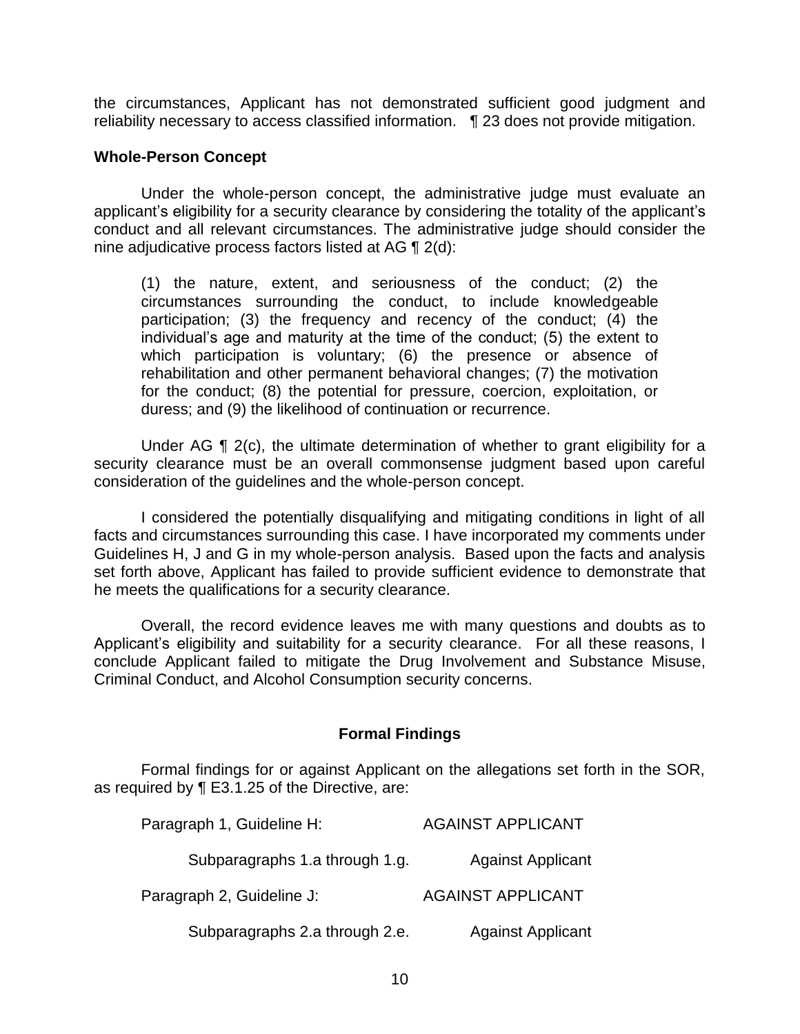the circumstances, Applicant has not demonstrated sufficient good judgment and reliability necessary to access classified information. ¶ 23 does not provide mitigation.

**Whole-Person Concept**

Under the whole-person concept, the administrative judge must evaluate an applicant's eligibility for a security clearance by considering the totality of the applicant's conduct and all relevant circumstances. The administrative judge should consider the nine adjudicative process factors listed at AG ¶ 2(d):

> (1) the nature, extent, and seriousness of the conduct; (2) the circumstances surrounding the conduct, to include knowledgeable participation; (3) the frequency and recency of the conduct; (4) the individual's age and maturity at the time of the conduct; (5) the extent to which participation is voluntary; (6) the presence or absence of rehabilitation and other permanent behavioral changes; (7) the motivation for the conduct; (8) the potential for pressure, coercion, exploitation, or duress; and (9) the likelihood of continuation or recurrence.

Under AG ¶ 2(c), the ultimate determination of whether to grant eligibility for a security clearance must be an overall commonsense judgment based upon careful consideration of the guidelines and the whole-person concept.

I considered the potentially disqualifying and mitigating conditions in light of all facts and circumstances surrounding this case. I have incorporated my comments under Guidelines H, J and G in my whole-person analysis. Based upon the facts and analysis set forth above, Applicant has failed to provide sufficient evidence to demonstrate that he meets the qualifications for a security clearance.

Overall, the record evidence leaves me with many questions and doubts as to Applicant's eligibility and suitability for a security clearance. For all these reasons, I conclude Applicant failed to mitigate the Drug Involvement and Substance Misuse, Criminal Conduct, and Alcohol Consumption security concerns.

## Formal Findings

Formal findings for or against Applicant on the allegations set forth in the SOR, as required by ¶ E3.1.25 of the Directive, are:

| | |
|---|---|
| Paragraph 1, Guideline H: | AGAINST APPLICANT |
| Subparagraphs 1.a through 1.g. | Against Applicant |
| Paragraph 2, Guideline J: | AGAINST APPLICANT |
| Subparagraphs 2.a through 2.e. | Against Applicant |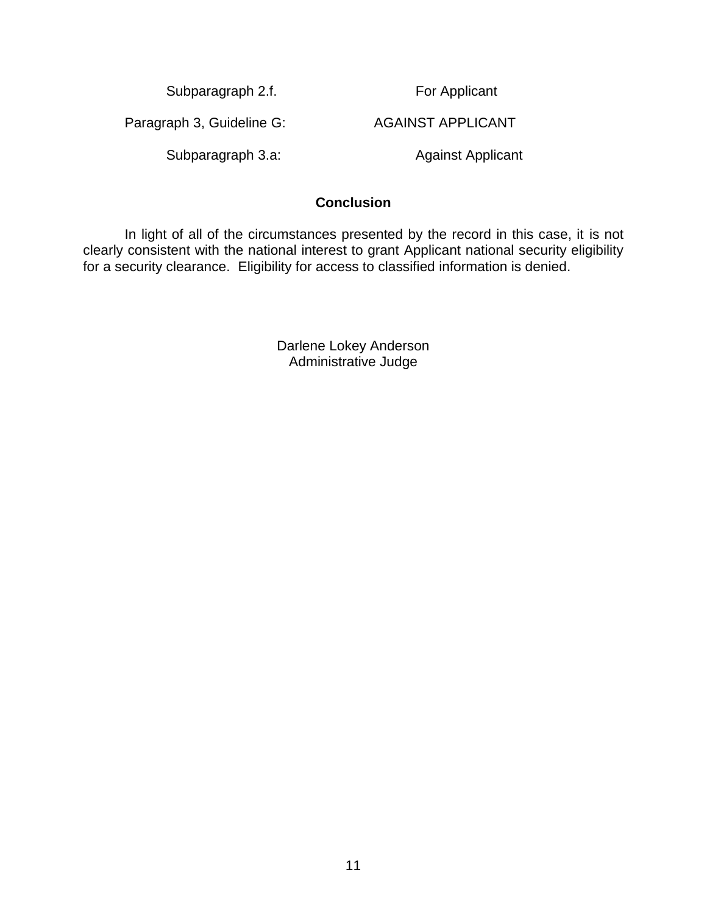Subparagraph 2.f.  For Applicant

Paragraph 3, Guideline G:  AGAINST APPLICANT

Subparagraph 3.a:  Against Applicant

## Conclusion

In light of all of the circumstances presented by the record in this case, it is not clearly consistent with the national interest to grant Applicant national security eligibility for a security clearance. Eligibility for access to classified information is denied.

Darlene Lokey Anderson
Administrative Judge